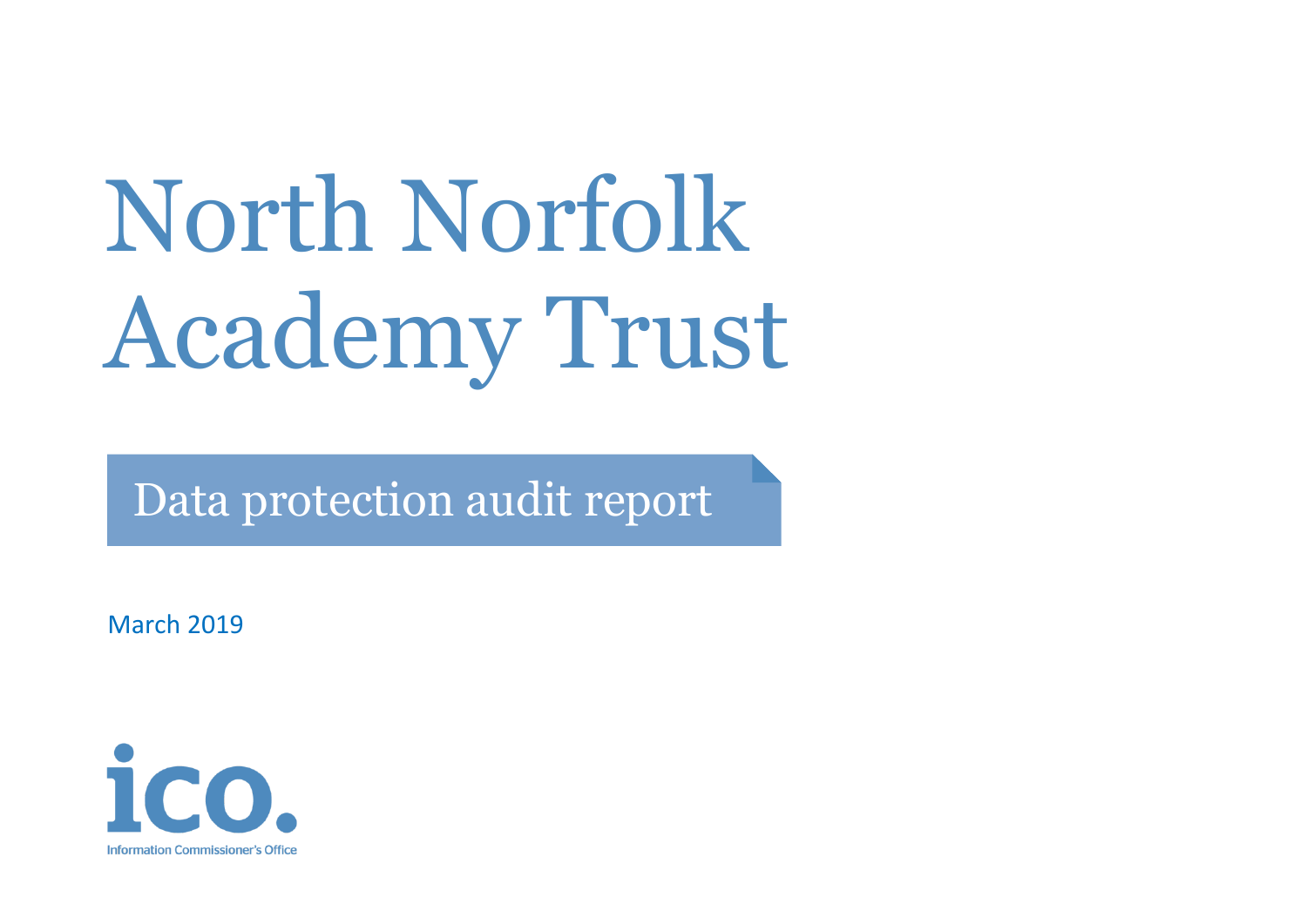# North Norfolk Academy Trust

## Data protection audit report

March 2019

ico.

Information Commissioner's Office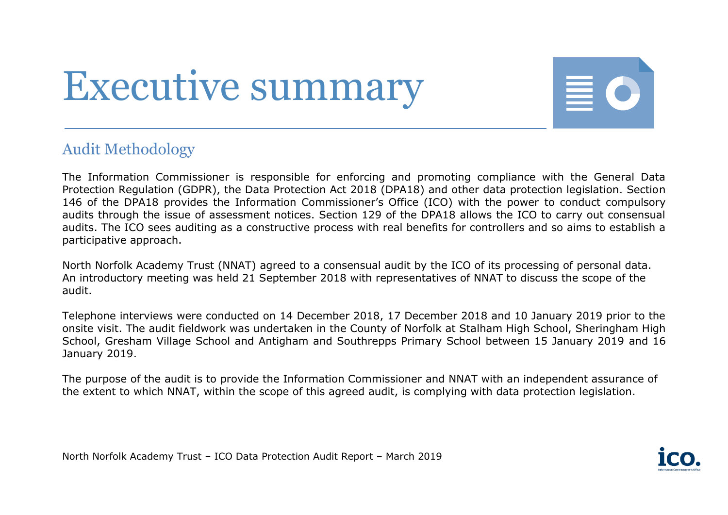# Executive summary

## Audit Methodology

The Information Commissioner is responsible for enforcing and promoting compliance with the General Data Protection Regulation (GDPR), the Data Protection Act 2018 (DPA18) and other data protection legislation. Section 146 of the DPA18 provides the Information Commissioner's Office (ICO) with the power to conduct compulsory audits through the issue of assessment notices. Section 129 of the DPA18 allows the ICO to carry out consensual audits. The ICO sees auditing as a constructive process with real benefits for controllers and so aims to establish a participative approach.

North Norfolk Academy Trust (NNAT) agreed to a consensual audit by the ICO of its processing of personal data. An introductory meeting was held 21 September 2018 with representatives of NNAT to discuss the scope of the audit.

Telephone interviews were conducted on 14 December 2018, 17 December 2018 and 10 January 2019 prior to the onsite visit. The audit fieldwork was undertaken in the County of Norfolk at Stalham High School, Sheringham High School, Gresham Village School and Antigham and Southrepps Primary School between 15 January 2019 and 16 January 2019.

The purpose of the audit is to provide the Information Commissioner and NNAT with an independent assurance of the extent to which NNAT, within the scope of this agreed audit, is complying with data protection legislation.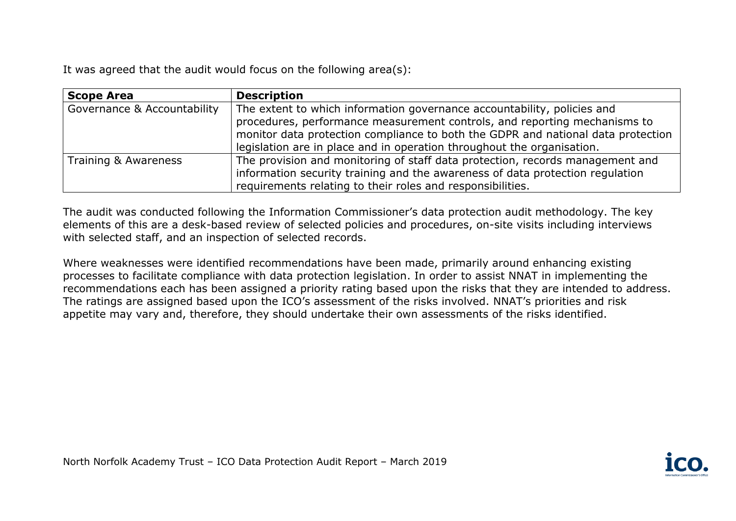It was agreed that the audit would focus on the following area(s):

| Scope Area | Description |
| --- | --- |
| Governance & Accountability | The extent to which information governance accountability, policies and procedures, performance measurement controls, and reporting mechanisms to monitor data protection compliance to both the GDPR and national data protection legislation are in place and in operation throughout the organisation. |
| Training & Awareness | The provision and monitoring of staff data protection, records management and information security training and the awareness of data protection regulation requirements relating to their roles and responsibilities. |

The audit was conducted following the Information Commissioner's data protection audit methodology. The key elements of this are a desk-based review of selected policies and procedures, on-site visits including interviews with selected staff, and an inspection of selected records.

Where weaknesses were identified recommendations have been made, primarily around enhancing existing processes to facilitate compliance with data protection legislation. In order to assist NNAT in implementing the recommendations each has been assigned a priority rating based upon the risks that they are intended to address. The ratings are assigned based upon the ICO's assessment of the risks involved. NNAT's priorities and risk appetite may vary and, therefore, they should undertake their own assessments of the risks identified.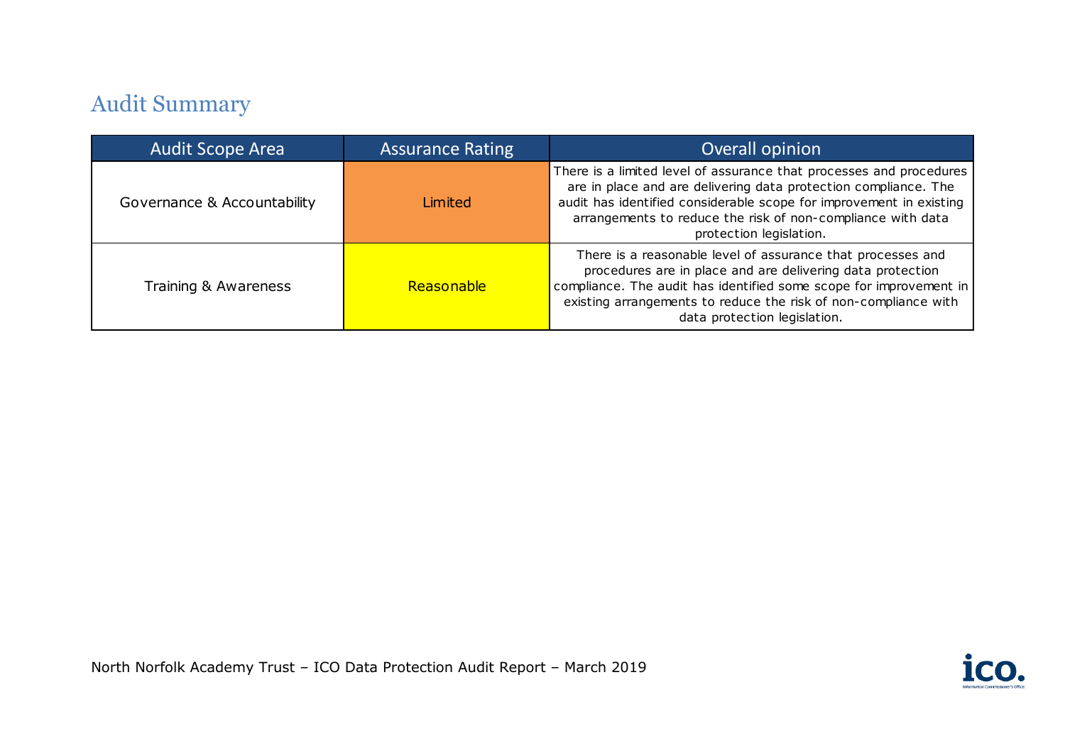## Audit Summary

| Audit Scope Area | Assurance Rating | Overall opinion |
|---|---|---|
| Governance & Accountability | Limited | There is a limited level of assurance that processes and procedures are in place and are delivering data protection compliance. The audit has identified considerable scope for improvement in existing arrangements to reduce the risk of non-compliance with data protection legislation. |
| Training & Awareness | Reasonable | There is a reasonable level of assurance that processes and procedures are in place and are delivering data protection compliance. The audit has identified some scope for improvement in existing arrangements to reduce the risk of non-compliance with data protection legislation. |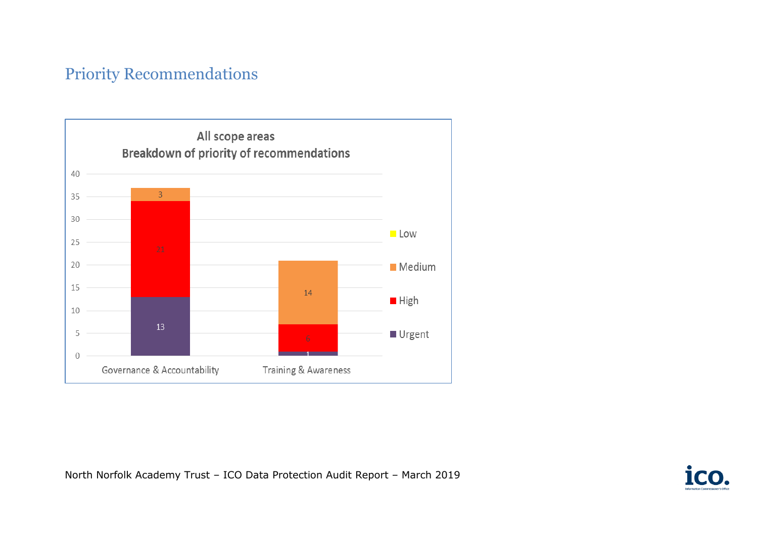## Priority Recommendations

**All scope areas**
**Breakdown of priority of recommendations**

| Scope area | Urgent | High | Medium | Low |
|---|---|---|---|---|
| Governance & Accountability | 13 | 21 | 3 | |
| Training & Awareness | 1 | 6 | 14 | |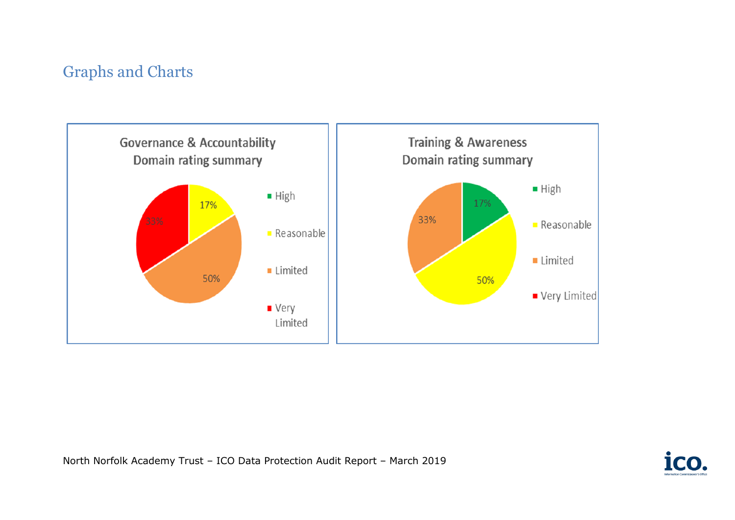## Graphs and Charts

**Governance & Accountability Domain rating summary**

- High
- Reasonable: 17%
- Limited: 50%
- Very Limited: 33%

**Training & Awareness Domain rating summary**

- High: 17%
- Reasonable: 50%
- Limited: 33%
- Very Limited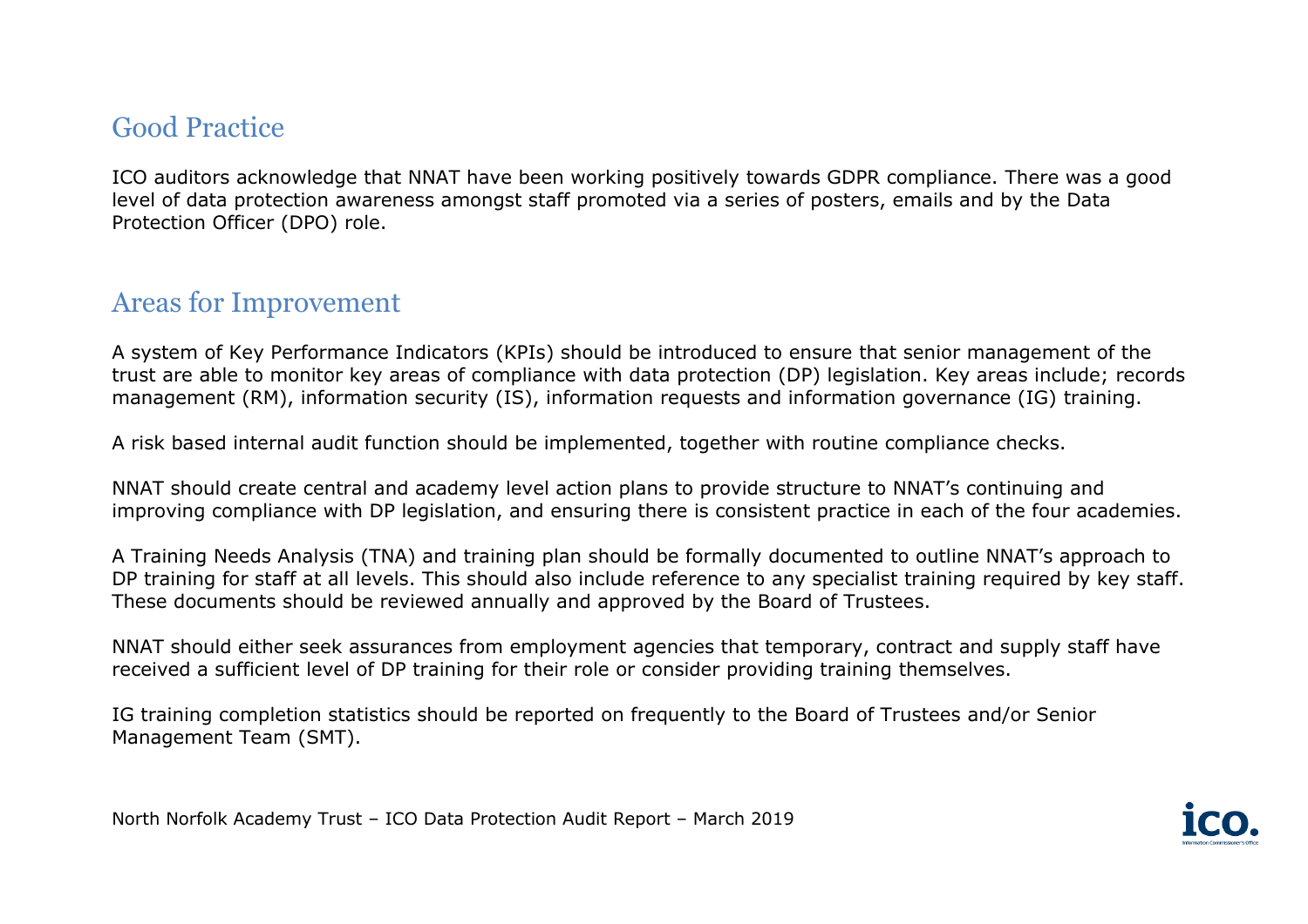## Good Practice

ICO auditors acknowledge that NNAT have been working positively towards GDPR compliance. There was a good level of data protection awareness amongst staff promoted via a series of posters, emails and by the Data Protection Officer (DPO) role.

## Areas for Improvement

A system of Key Performance Indicators (KPIs) should be introduced to ensure that senior management of the trust are able to monitor key areas of compliance with data protection (DP) legislation. Key areas include; records management (RM), information security (IS), information requests and information governance (IG) training.

A risk based internal audit function should be implemented, together with routine compliance checks.

NNAT should create central and academy level action plans to provide structure to NNAT's continuing and improving compliance with DP legislation, and ensuring there is consistent practice in each of the four academies.

A Training Needs Analysis (TNA) and training plan should be formally documented to outline NNAT's approach to DP training for staff at all levels. This should also include reference to any specialist training required by key staff. These documents should be reviewed annually and approved by the Board of Trustees.

NNAT should either seek assurances from employment agencies that temporary, contract and supply staff have received a sufficient level of DP training for their role or consider providing training themselves.

IG training completion statistics should be reported on frequently to the Board of Trustees and/or Senior Management Team (SMT).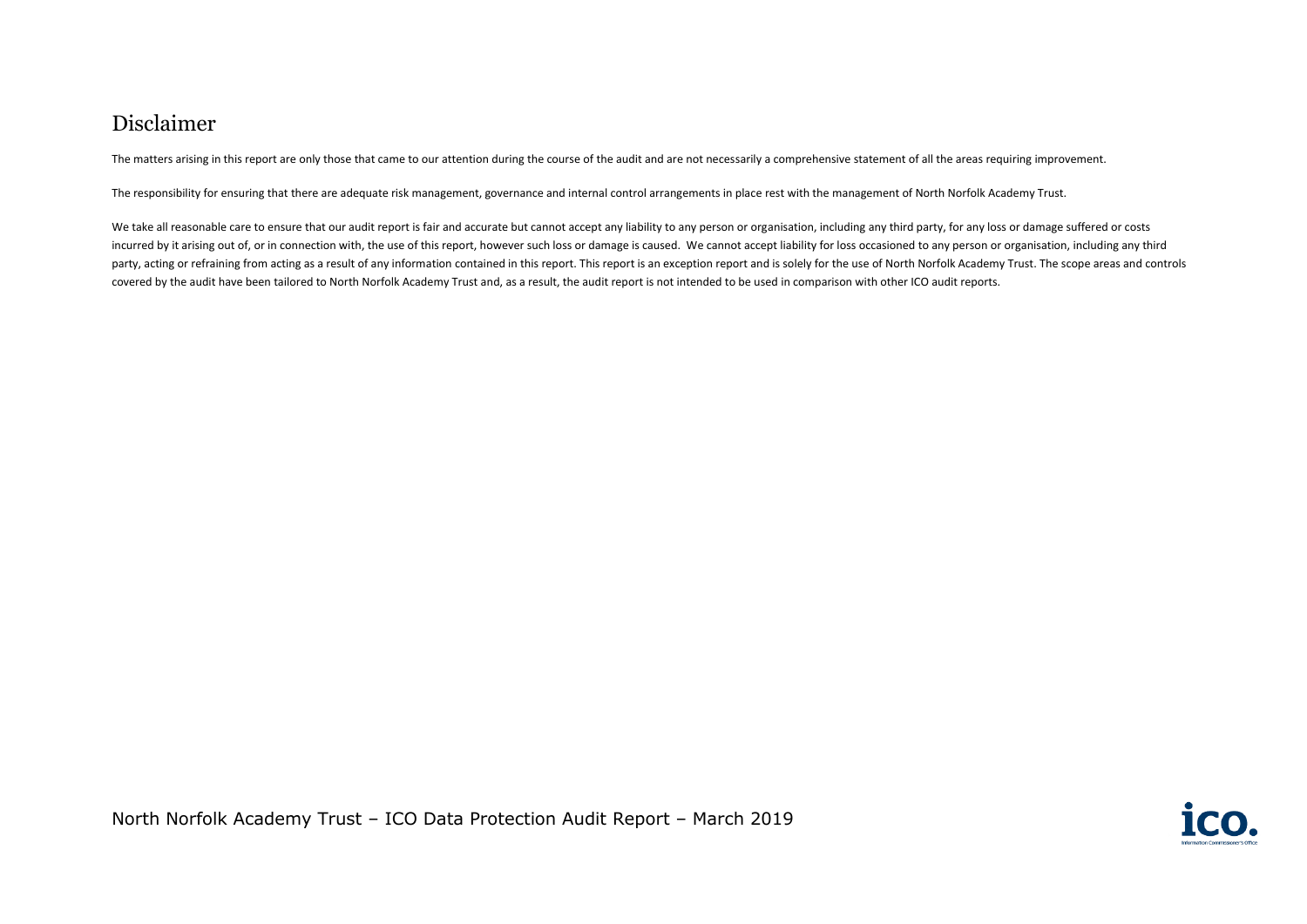## Disclaimer

The matters arising in this report are only those that came to our attention during the course of the audit and are not necessarily a comprehensive statement of all the areas requiring improvement.

The responsibility for ensuring that there are adequate risk management, governance and internal control arrangements in place rest with the management of North Norfolk Academy Trust.

We take all reasonable care to ensure that our audit report is fair and accurate but cannot accept any liability to any person or organisation, including any third party, for any loss or damage suffered or costs incurred by it arising out of, or in connection with, the use of this report, however such loss or damage is caused. We cannot accept liability for loss occasioned to any person or organisation, including any third party, acting or refraining from acting as a result of any information contained in this report. This report is an exception report and is solely for the use of North Norfolk Academy Trust. The scope areas and controls covered by the audit have been tailored to North Norfolk Academy Trust and, as a result, the audit report is not intended to be used in comparison with other ICO audit reports.